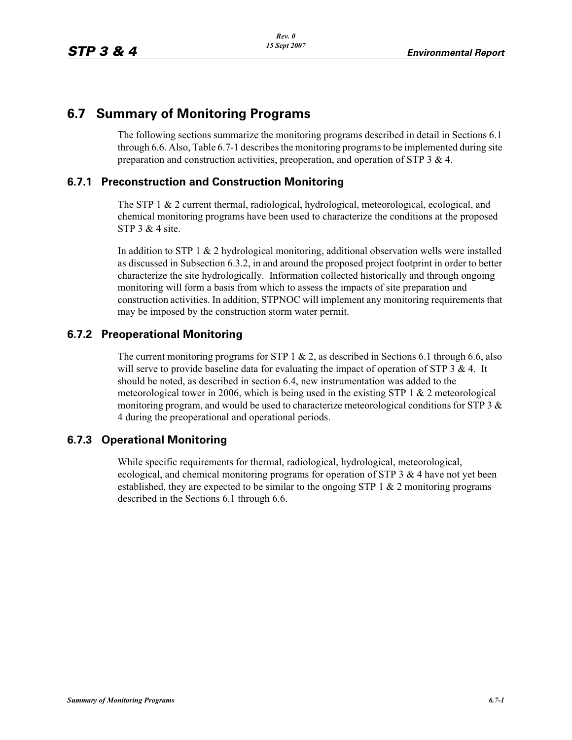## 6.7 Summary of Monitoring Programs

The following sections summarize the monitoring programs described in detail in Sections 6.1 through 6.6. Also, Table 6.7-1 describes the monitoring programs to be implemented during site preparation and construction activities, preoperation, and operation of STP 3 & 4.

### 6.7.1 Preconstruction and Construction Monitoring

The STP 1 & 2 current thermal, radiological, hydrological, meteorological, ecological, and chemical monitoring programs have been used to characterize the conditions at the proposed STP 3 & 4 site.

In addition to STP 1 & 2 hydrological monitoring, additional observation wells were installed as discussed in Subsection 6.3.2, in and around the proposed project footprint in order to better characterize the site hydrologically. Information collected historically and through ongoing monitoring will form a basis from which to assess the impacts of site preparation and construction activities. In addition, STPNOC will implement any monitoring requirements that may be imposed by the construction storm water permit.

### 6.7.2 Preoperational Monitoring

The current monitoring programs for STP 1 & 2, as described in Sections 6.1 through 6.6, also will serve to provide baseline data for evaluating the impact of operation of STP 3 & 4. It should be noted, as described in section 6.4, new instrumentation was added to the meteorological tower in 2006, which is being used in the existing STP 1 & 2 meteorological monitoring program, and would be used to characterize meteorological conditions for STP 3 & 4 during the preoperational and operational periods.

### 6.7.3 Operational Monitoring

While specific requirements for thermal, radiological, hydrological, meteorological, ecological, and chemical monitoring programs for operation of STP 3 & 4 have not yet been established, they are expected to be similar to the ongoing STP 1 & 2 monitoring programs described in the Sections 6.1 through 6.6.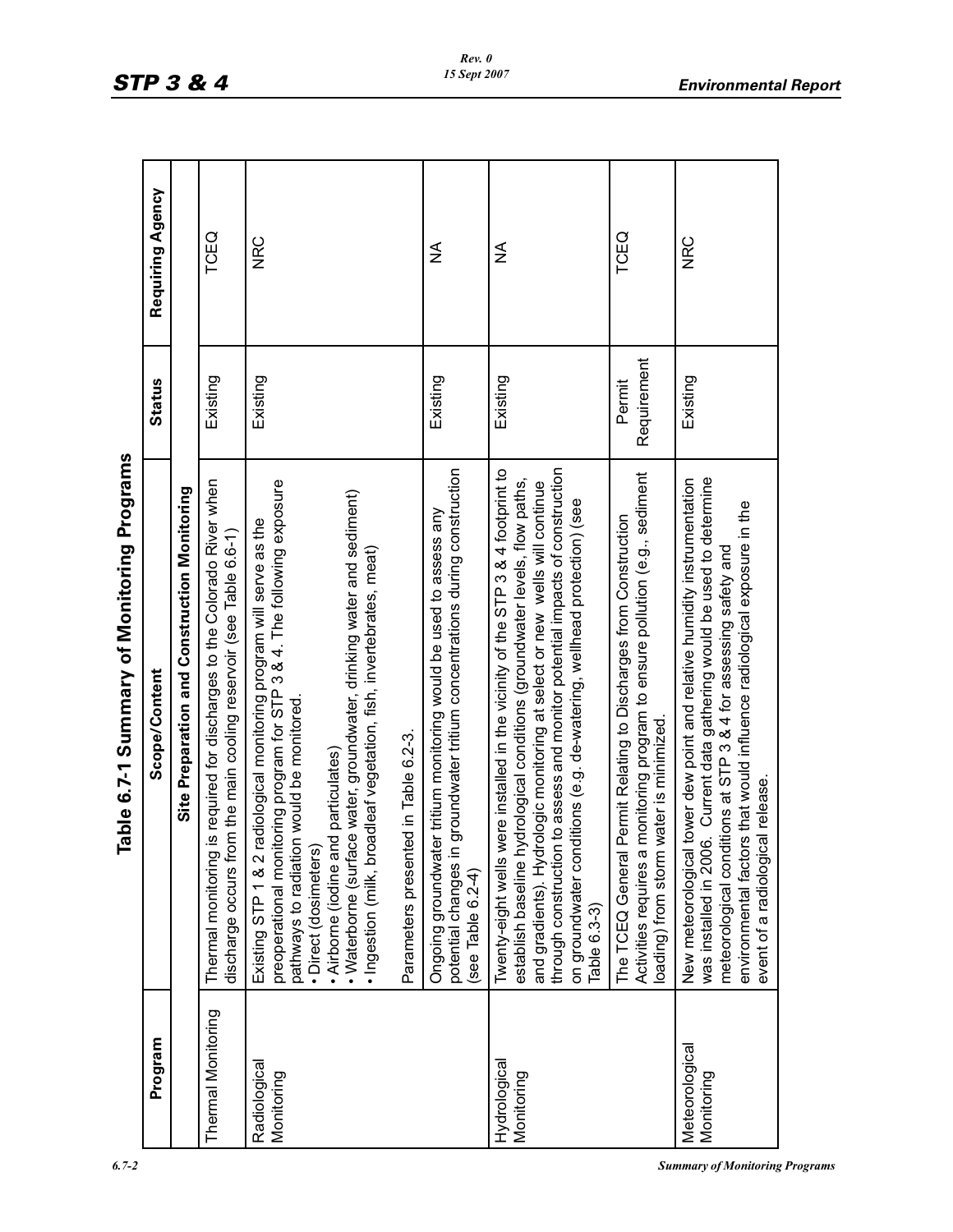# Table 6.7-1 Summary of Monitoring Programs

| Program | Scope/Content | Status | Requiring Agency |
|---|---|---|---|
| | **Site Preparation and Construction Monitoring** | | |
| Thermal Monitoring | Thermal monitoring is required for discharges to the Colorado River when discharge occurs from the main cooling reservoir (see Table 6.6-1) | Existing | TCEQ |
| Radiological Monitoring | Existing STP 1 & 2 radiological monitoring program will serve as the preoperational monitoring program for STP 3 & 4. The following exposure pathways to radiation would be monitored.<br>• Direct (dosimeters)<br>• Airborne (iodine and particulates)<br>• Waterborne (surface water, groundwater, drinking water and sediment)<br>• Ingestion (milk, broadleaf vegetation, fish, invertebrates, meat)<br><br>Parameters presented in Table 6.2-3. | Existing | NRC |
| | Ongoing groundwater tritium monitoring would be used to assess any potential changes in groundwater tritium concentrations during construction (see Table 6.2-4) | Existing | NA |
| Hydrological Monitoring | Twenty-eight wells were installed in the vicinity of the STP 3 & 4 footprint to establish baseline hydrological conditions (groundwater levels, flow paths, and gradients). Hydrologic monitoring at select or new wells will continue through construction to assess and monitor potential impacts of construction on groundwater conditions (e.g. de-watering, wellhead protection) (see Table 6.3-3) | Existing | NA |
| | The TCEQ General Permit Relating to Discharges from Construction Activities requires a monitoring program to ensure pollution (e.g., sediment loading) from storm water is minimized. | Permit Requirement | TCEQ |
| Meteorological Monitoring | New meteorological tower dew point and relative humidity instrumentation was installed in 2006. Current data gathering would be used to determine meteorological conditions at STP 3 & 4 for assessing safety and environmental factors that would influence radiological exposure in the event of a radiological release. | Existing | NRC |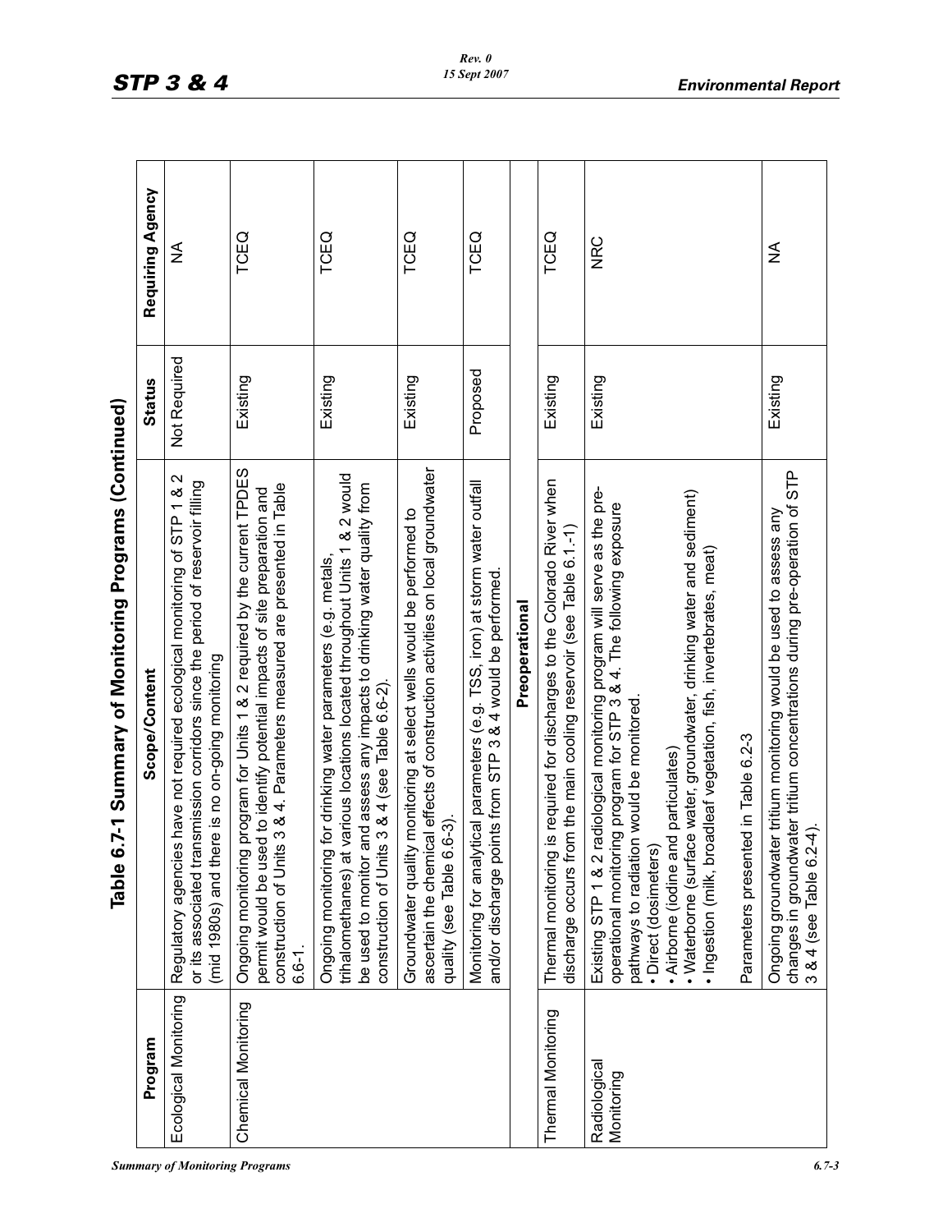## Table 6.7-1 Summary of Monitoring Programs (Continued)

| Program | Scope/Content | Status | Requiring Agency |
|---|---|---|---|
| Ecological Monitoring | Regulatory agencies have not required ecological monitoring of STP 1 & 2 or its associated transmission corridors since the period of reservoir filling (mid 1980s) and there is no on-going monitoring | Not Required | NA |
| Chemical Monitoring | Ongoing monitoring program for Units 1 & 2 required by the current TPDES permit would be used to identify potential impacts of site preparation and construction of Units 3 & 4. Parameters measured are presented in Table 6.6-1. | Existing | TCEQ |
| | Ongoing monitoring for drinking water parameters (e.g. metals, trihalomethanes) at various locations located throughout Units 1 & 2 would be used to monitor and assess any impacts to drinking water quality from construction of Units 3 & 4 (see Table 6.6-2). | Existing | TCEQ |
| | Groundwater quality monitoring at select wells would be performed to ascertain the chemical effects of construction activities on local groundwater quality (see Table 6.6-3). | Existing | TCEQ |
| | Monitoring for analytical parameters (e.g. TSS, iron) at storm water outfall and/or discharge points from STP 3 & 4 would be performed. | Proposed | TCEQ |
| | **Preoperational** | | |
| Thermal Monitoring | Thermal monitoring is required for discharges to the Colorado River when discharge occurs from the main cooling reservoir (see Table 6.1.-1) | Existing | TCEQ |
| Radiological Monitoring | Existing STP 1 & 2 radiological monitoring program will serve as the pre-operational monitoring program for STP 3 & 4. The following exposure pathways to radiation would be monitored.<br>• Direct (dosimeters)<br>• Airborne (iodine and particulates)<br>• Waterborne (surface water, groundwater, drinking water and sediment)<br>• Ingestion (milk, broadleaf vegetation, fish, invertebrates, meat)<br><br>Parameters presented in Table 6.2-3 | Existing | NRC |
| | Ongoing groundwater tritium monitoring would be used to assess any changes in groundwater tritium concentrations during pre-operation of STP 3 & 4 (see Table 6.2-4). | Existing | NA |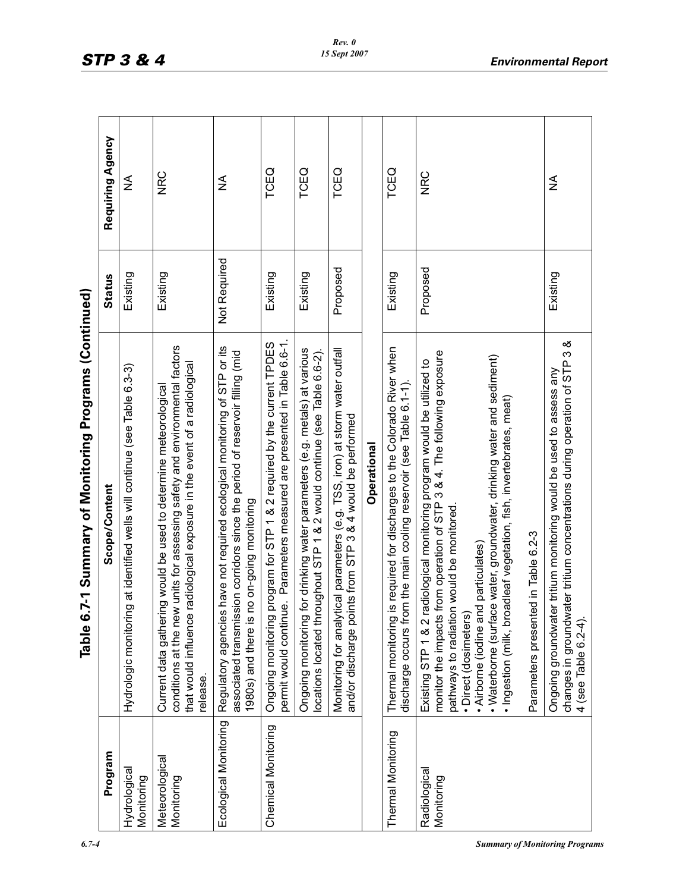## Table 6.7-1 Summary of Monitoring Programs (Continued)

| Program | Scope/Content | Status | Requiring Agency |
|---|---|---|---|
| Hydrological Monitoring | Hydrologic monitoring at identified wells will continue (see Table 6.3-3) | Existing | NA |
| Meteorological Monitoring | Current data gathering would be used to determine meteorological conditions at the new units for assessing safety and environmental factors that would influence radiological exposure in the event of a radiological release. | Existing | NRC |
| Ecological Monitoring | Regulatory agencies have not required ecological monitoring of STP or its associated transmission corridors since the period of reservoir filling (mid 1980s) and there is no on-going monitoring | Not Required | NA |
| Chemical Monitoring | Ongoing monitoring program for STP 1 & 2 required by the current TPDES permit would continue. Parameters measured are presented in Table 6.6-1. | Existing | TCEQ |
| | Ongoing monitoring for drinking water parameters (e.g. metals) at various locations located throughout STP 1 & 2 would continue (see Table 6.6-2). | Existing | TCEQ |
| | Monitoring for analytical parameters (e.g. TSS, iron) at storm water outfall and/or discharge points from STP 3 & 4 would be performed | Proposed | TCEQ |
| | **Operational** | | |
| Thermal Monitoring | Thermal monitoring is required for discharges to the Colorado River when discharge occurs from the main cooling reservoir (see Table 6.1-1). | Existing | TCEQ |
| Radiological Monitoring | Existing STP 1 & 2 radiological monitoring program would be utilized to monitor the impacts from operation of STP 3 & 4. The following exposure pathways to radiation would be monitored.<br>• Direct (dosimeters)<br>• Airborne (iodine and particulates)<br>• Waterborne (surface water, groundwater, drinking water and sediment)<br>• Ingestion (milk, broadleaf vegetation, fish, invertebrates, meat)<br><br>Parameters presented in Table 6.2-3 | Proposed | NRC |
| | Ongoing groundwater tritium monitoring would be used to assess any changes in groundwater tritium concentrations during operation of STP 3 & 4 (see Table 6.2-4). | Existing | NA |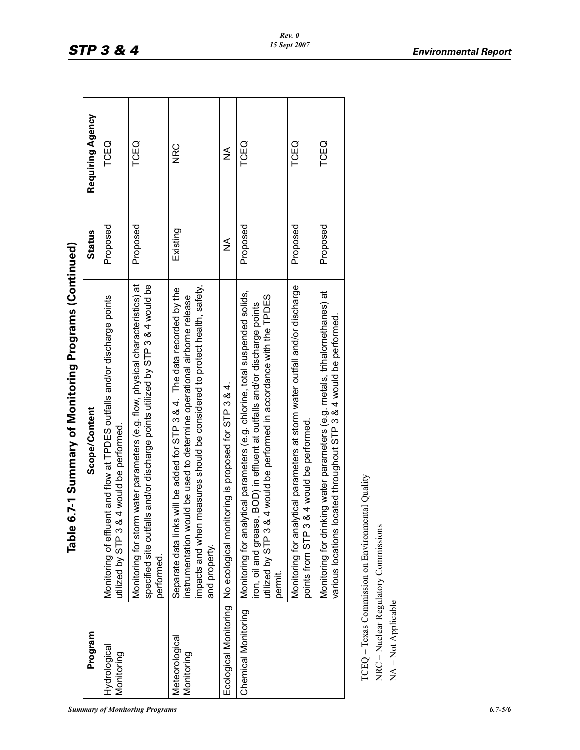**Table 6.7-1 Summary of Monitoring Programs (Continued)**

| Program | Scope/Content | Status | Requiring Agency |
|---|---|---|---|
| Hydrological Monitoring | Monitoring of effluent and flow at TPDES outfalls and/or discharge points utilized by STP 3 & 4 would be performed. | Proposed | TCEQ |
| | Monitoring for storm water parameters (e.g. flow, physical characteristics) at specified site outfalls and/or discharge points utilized by STP 3 & 4 would be performed. | Proposed | TCEQ |
| Meteorological Monitoring | Separate data links will be added for STP 3 & 4. The data recorded by the instrumentation would be used to determine operational airborne release impacts and when measures should be considered to protect health, safety, and property. | Existing | NRC |
| Ecological Monitoring | No ecological monitoring is proposed for STP 3 & 4. | NA | NA |
| Chemical Monitoring | Monitoring for analytical parameters (e.g. chlorine, total suspended solids, iron, oil and grease, BOD) in effluent at outfalls and/or discharge points utilized by STP 3 & 4 would be performed in accordance with the TPDES permit. | Proposed | TCEQ |
| | Monitoring for analytical parameters at storm water outfall and/or discharge points from STP 3 & 4 would be performed. | Proposed | TCEQ |
| | Monitoring for drinking water parameters (e.g. metals, trihalomethanes) at various locations located throughout STP 3 & 4 would be performed. | Proposed | TCEQ |

TCEQ – Texas Commission on Environmental Quality

NRC – Nuclear Regulatory Commissions

NA – Not Applicable